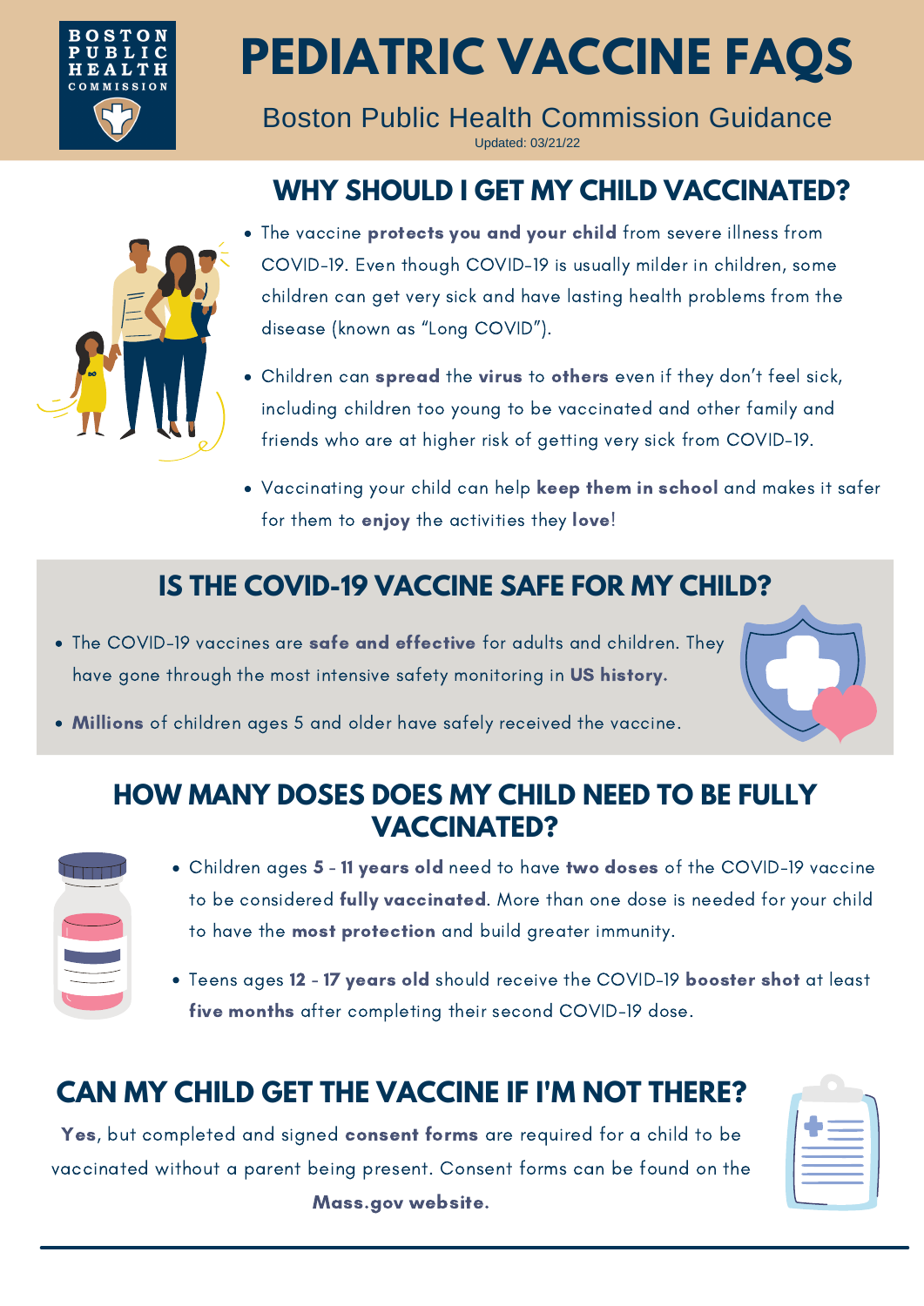BOSTON PUBLIC HEALTH COMMISSION

# PEDIATRIC VACCINE FAQS

Boston Public Health Commission Guidance

Updated: 03/21/22

## WHY SHOULD I GET MY CHILD VACCINATED?

- The vaccine **protects you and your child** from severe illness from COVID-19. Even though COVID-19 is usually milder in children, some children can get very sick and have lasting health problems from the disease (known as "Long COVID").
- Children can **spread** the **virus** to **others** even if they don't feel sick, including children too young to be vaccinated and other family and friends who are at higher risk of getting very sick from COVID-19.
- Vaccinating your child can help **keep them in school** and makes it safer for them to **enjoy** the activities they **love**!

## IS THE COVID-19 VACCINE SAFE FOR MY CHILD?

- The COVID-19 vaccines are **safe and effective** for adults and children. They have gone through the most intensive safety monitoring in **US history.**
- **Millions** of children ages 5 and older have safely received the vaccine.

## HOW MANY DOSES DOES MY CHILD NEED TO BE FULLY VACCINATED?

- Children ages **5 - 11 years old** need to have **two doses** of the COVID-19 vaccine to be considered **fully vaccinated**. More than one dose is needed for your child to have the **most protection** and build greater immunity.
- Teens ages **12 - 17 years old** should receive the COVID-19 **booster shot** at least **five months** after completing their second COVID-19 dose.

## CAN MY CHILD GET THE VACCINE IF I'M NOT THERE?

**Yes**, but completed and signed **consent forms** are required for a child to be vaccinated without a parent being present. Consent forms can be found on the **Mass.gov website.**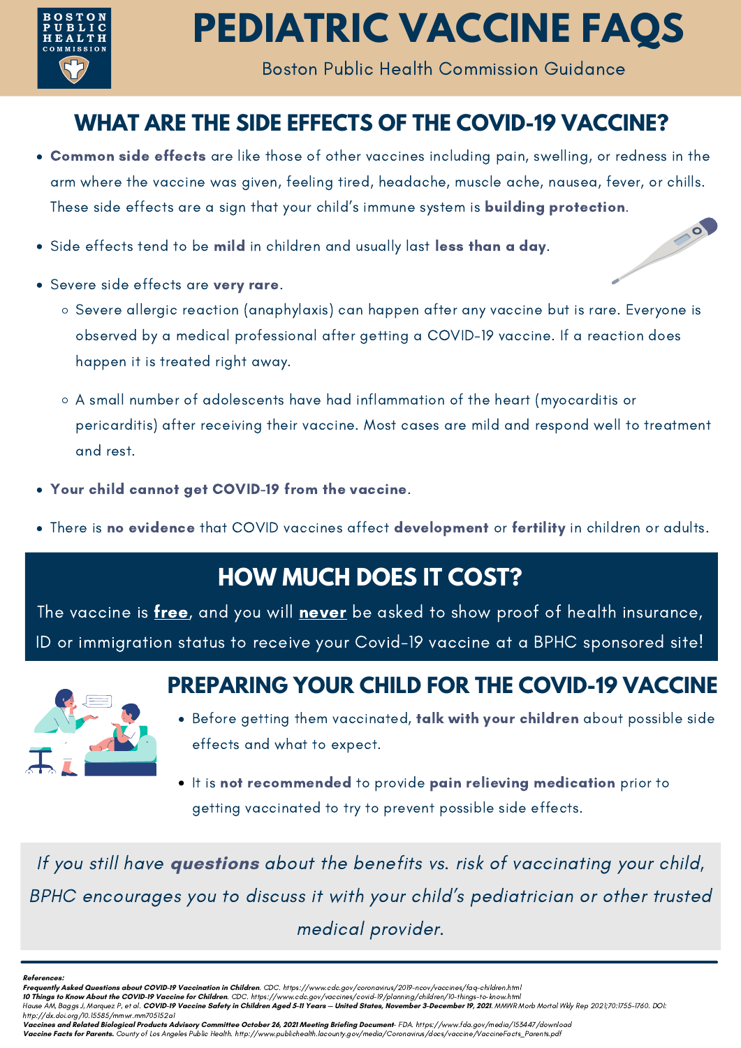# PEDIATRIC VACCINE FAQS

Boston Public Health Commission Guidance

## WHAT ARE THE SIDE EFFECTS OF THE COVID-19 VACCINE?

- **Common side effects** are like those of other vaccines including pain, swelling, or redness in the arm where the vaccine was given, feeling tired, headache, muscle ache, nausea, fever, or chills. These side effects are a sign that your child's immune system is **building protection**.
- Side effects tend to be **mild** in children and usually last **less than a day**.
- Severe side effects are **very rare**.
  - Severe allergic reaction (anaphylaxis) can happen after any vaccine but is rare. Everyone is observed by a medical professional after getting a COVID-19 vaccine. If a reaction does happen it is treated right away.
  - A small number of adolescents have had inflammation of the heart (myocarditis or pericarditis) after receiving their vaccine. Most cases are mild and respond well to treatment and rest.
- **Your child cannot get COVID-19 from the vaccine**.
- There is **no evidence** that COVID vaccines affect **development** or **fertility** in children or adults.

## HOW MUCH DOES IT COST?

The vaccine is **free**, and you will **never** be asked to show proof of health insurance, ID or immigration status to receive your Covid-19 vaccine at a BPHC sponsored site!

## PREPARING YOUR CHILD FOR THE COVID-19 VACCINE

- Before getting them vaccinated, **talk with your children** about possible side effects and what to expect.
- It is **not recommended** to provide **pain relieving medication** prior to getting vaccinated to try to prevent possible side effects.

*If you still have **questions** about the benefits vs. risk of vaccinating your child, BPHC encourages you to discuss it with your child's pediatrician or other trusted medical provider.*

---

**References:**

***Frequently Asked Questions about COVID-19 Vaccination in Children.*** *CDC. https://www.cdc.gov/coronavirus/2019-ncov/vaccines/faq-children.html*

***10 Things to Know About the COVID-19 Vaccine for Children.*** *CDC. https://www.cdc.gov/vaccines/covid-19/planning/children/10-things-to-know.html*

*Hause AM, Baggs J, Marquez P, et al.* ***COVID-19 Vaccine Safety in Children Aged 5–11 Years — United States, November 3–December 19, 2021.*** *MMWR Morb Mortal Wkly Rep 2021;70:1755–1760. DOI: http://dx.doi.org/10.15585/mmwr.mm705152a1*

***Vaccines and Related Biological Products Advisory Committee October 26, 2021 Meeting Briefing Document****- FDA. https://www.fda.gov/media/153447/download*

***Vaccine Facts for Parents.*** *County of Los Angeles Public Health. http://www.publichealth.lacounty.gov/media/Coronavirus/docs/vaccine/VaccineFacts_Parents.pdf*